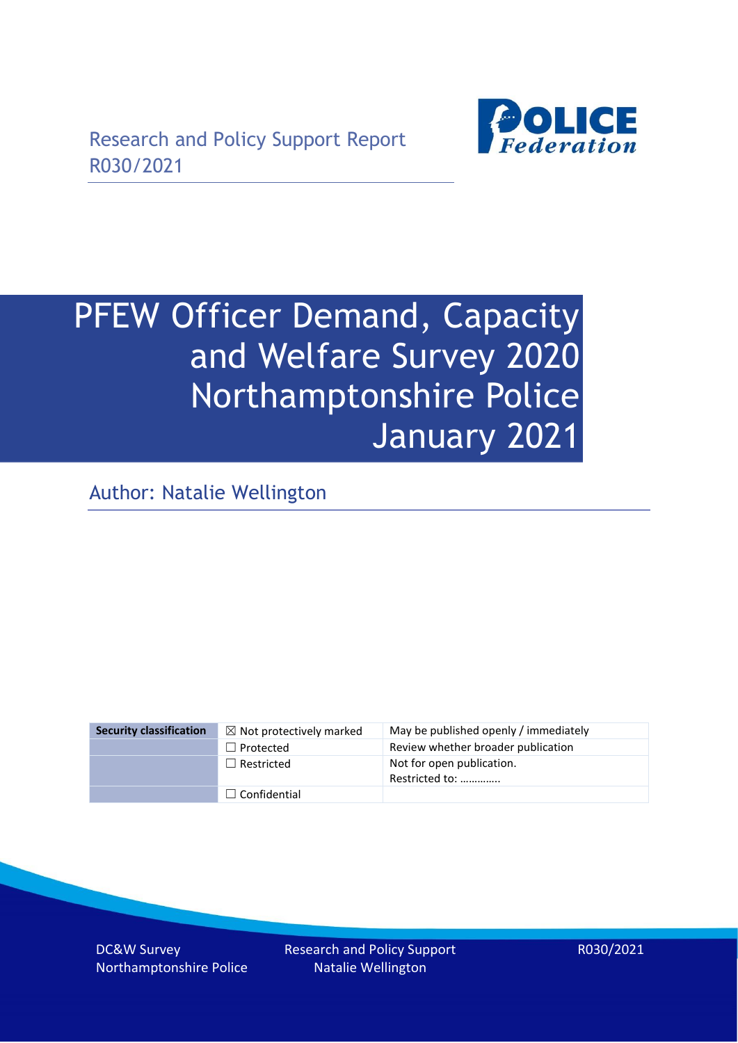Research and Policy Support Report
R030/2021

# PFEW Officer Demand, Capacity and Welfare Survey 2020 Northamptonshire Police January 2021

Author: Natalie Wellington

| | | |
|---|---|---|
| **Security classification** | ☒ Not protectively marked | May be published openly / immediately |
| | ☐ Protected | Review whether broader publication |
| | ☐ Restricted | Not for open publication. Restricted to: ………….. |
| | ☐ Confidential | |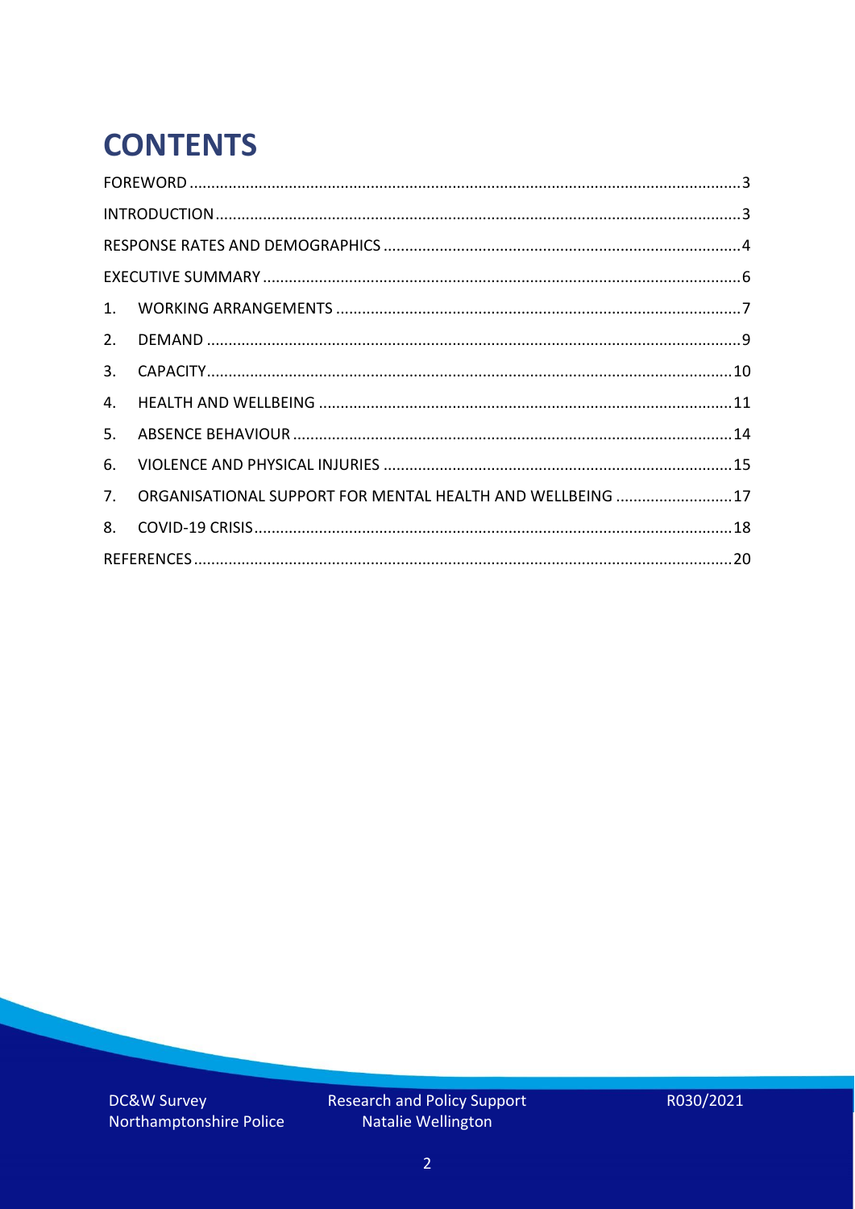# CONTENTS

FOREWORD .......... 3
INTRODUCTION .......... 3
RESPONSE RATES AND DEMOGRAPHICS .......... 4
EXECUTIVE SUMMARY .......... 6
1. WORKING ARRANGEMENTS .......... 7
2. DEMAND .......... 9
3. CAPACITY .......... 10
4. HEALTH AND WELLBEING .......... 11
5. ABSENCE BEHAVIOUR .......... 14
6. VIOLENCE AND PHYSICAL INJURIES .......... 15
7. ORGANISATIONAL SUPPORT FOR MENTAL HEALTH AND WELLBEING .......... 17
8. COVID-19 CRISIS .......... 18
REFERENCES .......... 20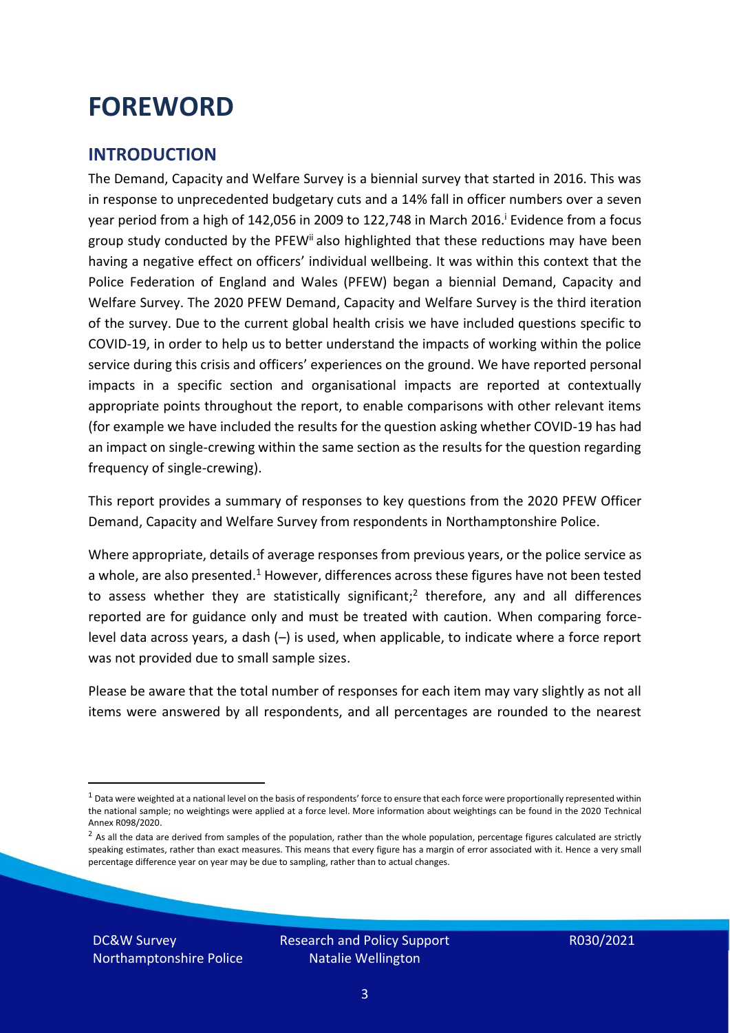# FOREWORD

## INTRODUCTION

The Demand, Capacity and Welfare Survey is a biennial survey that started in 2016. This was in response to unprecedented budgetary cuts and a 14% fall in officer numbers over a seven year period from a high of 142,056 in 2009 to 122,748 in March 2016.[i] Evidence from a focus group study conducted by the PFEW[ii] also highlighted that these reductions may have been having a negative effect on officers' individual wellbeing. It was within this context that the Police Federation of England and Wales (PFEW) began a biennial Demand, Capacity and Welfare Survey. The 2020 PFEW Demand, Capacity and Welfare Survey is the third iteration of the survey. Due to the current global health crisis we have included questions specific to COVID-19, in order to help us to better understand the impacts of working within the police service during this crisis and officers' experiences on the ground. We have reported personal impacts in a specific section and organisational impacts are reported at contextually appropriate points throughout the report, to enable comparisons with other relevant items (for example we have included the results for the question asking whether COVID-19 has had an impact on single-crewing within the same section as the results for the question regarding frequency of single-crewing).

This report provides a summary of responses to key questions from the 2020 PFEW Officer Demand, Capacity and Welfare Survey from respondents in Northamptonshire Police.

Where appropriate, details of average responses from previous years, or the police service as a whole, are also presented.[1] However, differences across these figures have not been tested to assess whether they are statistically significant;[2] therefore, any and all differences reported are for guidance only and must be treated with caution. When comparing force-level data across years, a dash (–) is used, when applicable, to indicate where a force report was not provided due to small sample sizes.

Please be aware that the total number of responses for each item may vary slightly as not all items were answered by all respondents, and all percentages are rounded to the nearest

[1] Data were weighted at a national level on the basis of respondents' force to ensure that each force were proportionally represented within the national sample; no weightings were applied at a force level. More information about weightings can be found in the 2020 Technical Annex R098/2020.

[2] As all the data are derived from samples of the population, rather than the whole population, percentage figures calculated are strictly speaking estimates, rather than exact measures. This means that every figure has a margin of error associated with it. Hence a very small percentage difference year on year may be due to sampling, rather than to actual changes.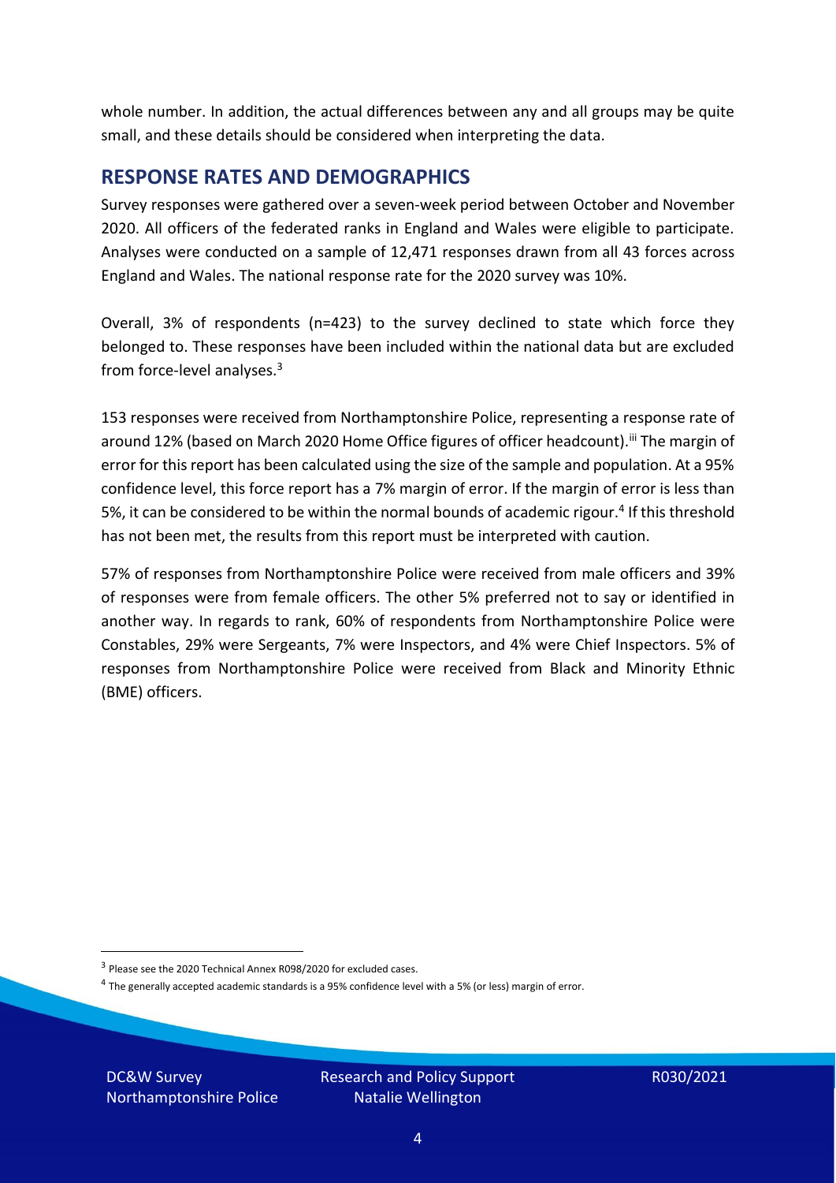whole number. In addition, the actual differences between any and all groups may be quite small, and these details should be considered when interpreting the data.

## RESPONSE RATES AND DEMOGRAPHICS

Survey responses were gathered over a seven-week period between October and November 2020. All officers of the federated ranks in England and Wales were eligible to participate. Analyses were conducted on a sample of 12,471 responses drawn from all 43 forces across England and Wales. The national response rate for the 2020 survey was 10%.

Overall, 3% of respondents (n=423) to the survey declined to state which force they belonged to. These responses have been included within the national data but are excluded from force-level analyses.[3]

153 responses were received from Northamptonshire Police, representing a response rate of around 12% (based on March 2020 Home Office figures of officer headcount).[iii] The margin of error for this report has been calculated using the size of the sample and population. At a 95% confidence level, this force report has a 7% margin of error. If the margin of error is less than 5%, it can be considered to be within the normal bounds of academic rigour.[4] If this threshold has not been met, the results from this report must be interpreted with caution.

57% of responses from Northamptonshire Police were received from male officers and 39% of responses were from female officers. The other 5% preferred not to say or identified in another way. In regards to rank, 60% of respondents from Northamptonshire Police were Constables, 29% were Sergeants, 7% were Inspectors, and 4% were Chief Inspectors. 5% of responses from Northamptonshire Police were received from Black and Minority Ethnic (BME) officers.

[3] Please see the 2020 Technical Annex R098/2020 for excluded cases.

[4] The generally accepted academic standards is a 95% confidence level with a 5% (or less) margin of error.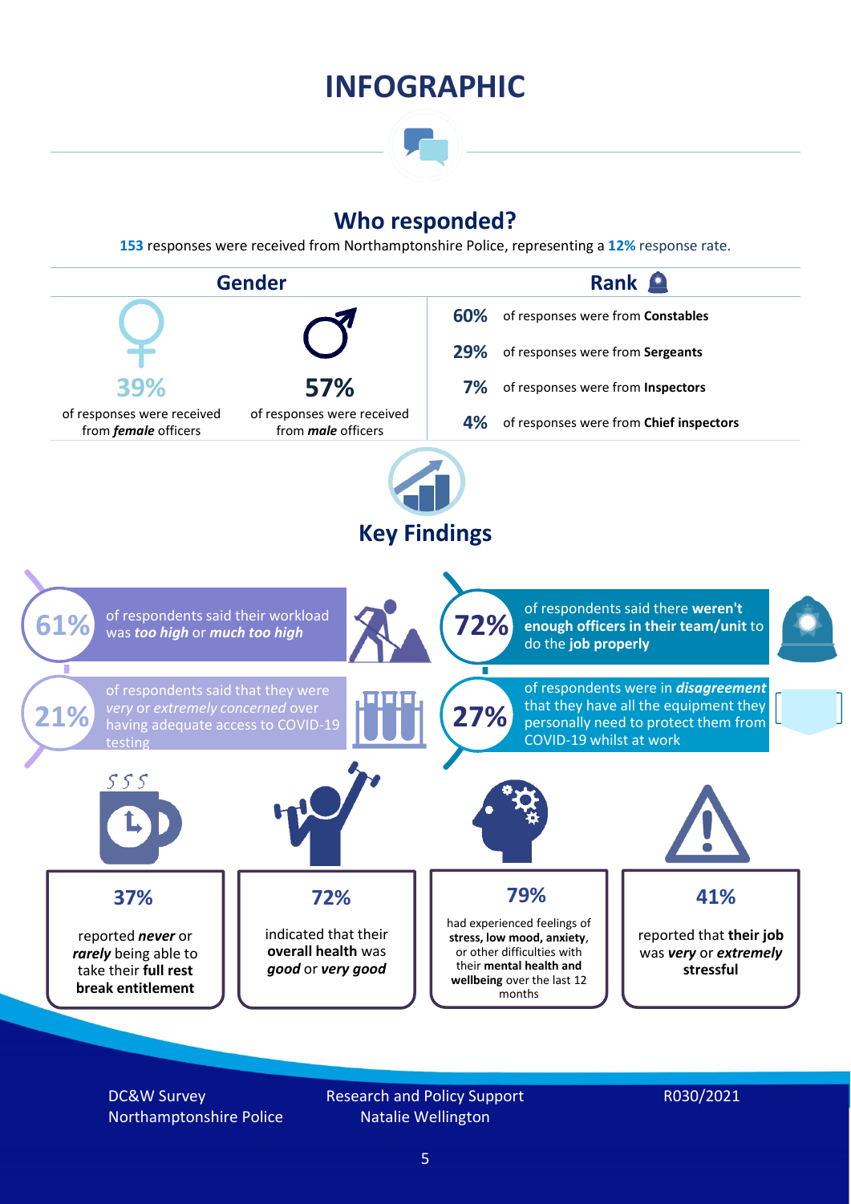# INFOGRAPHIC

## Who responded?

**153** responses were received from Northamptonshire Police, representing a **12%** response rate.

### Gender

**39%** of responses were received from ***female*** officers

**57%** of responses were received from ***male*** officers

### Rank

**60%** of responses were from **Constables**

**29%** of responses were from **Sergeants**

**7%** of responses were from **Inspectors**

**4%** of responses were from **Chief inspectors**

## Key Findings

**61%** of respondents said their workload was ***too high*** or ***much too high***

**72%** of respondents said there **weren't enough officers in their team/unit** to do the **job properly**

**21%** of respondents said that they were *very* or *extremely concerned* over having adequate access to COVID-19 testing

**27%** of respondents were in ***disagreement*** that they have all the equipment they personally need to protect them from COVID-19 whilst at work

**37%** reported ***never*** or ***rarely*** being able to take their **full rest break entitlement**

**72%** indicated that their **overall health** was ***good*** or ***very good***

**79%** had experienced feelings of **stress, low mood, anxiety**, or other difficulties with their **mental health and wellbeing** over the last 12 months

**41%** reported that **their job** was ***very*** or ***extremely*** **stressful**

DC&W Survey
Northamptonshire Police

Research and Policy Support
Natalie Wellington

R030/2021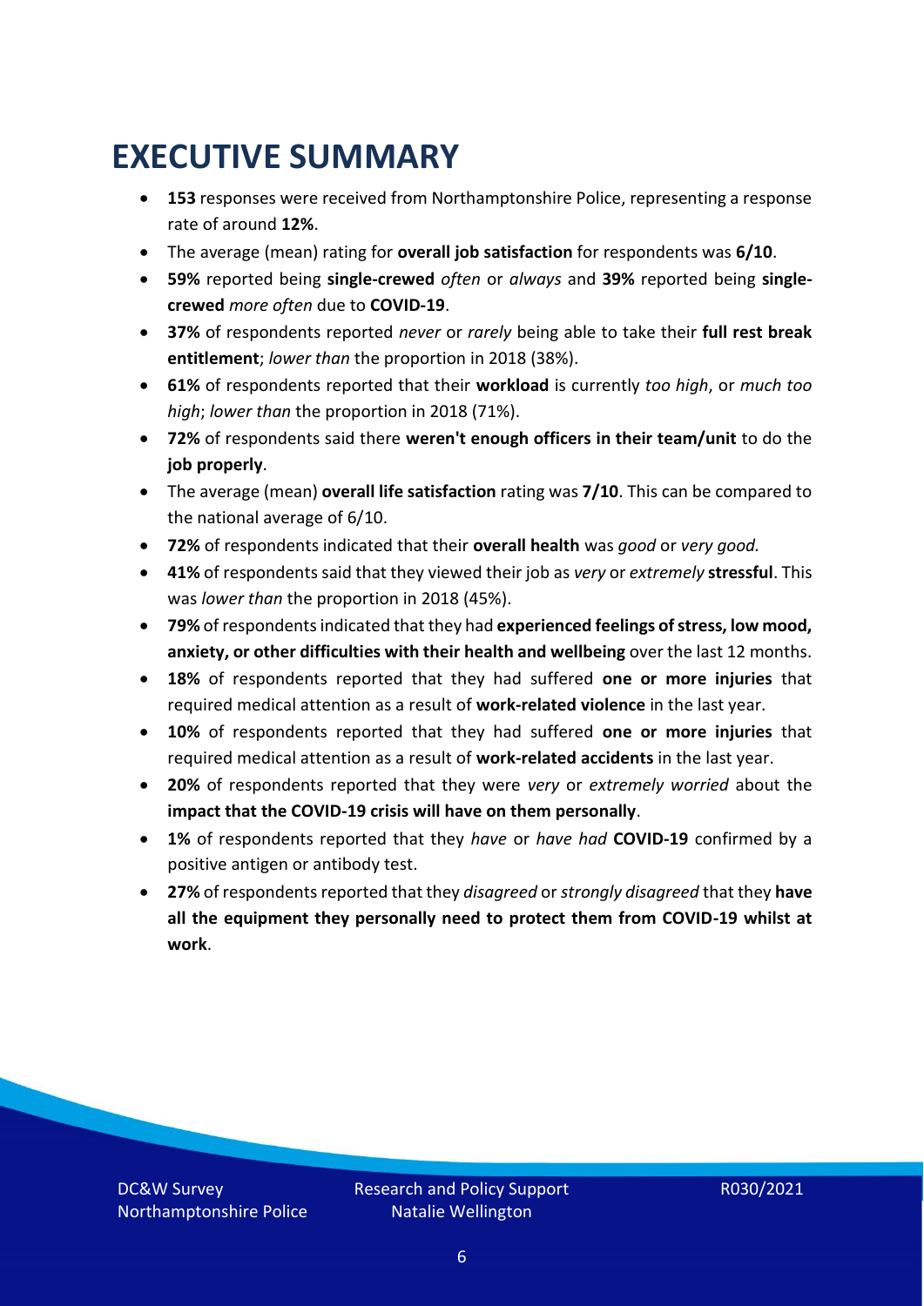# EXECUTIVE SUMMARY

- **153** responses were received from Northamptonshire Police, representing a response rate of around **12%**.
- The average (mean) rating for **overall job satisfaction** for respondents was **6/10**.
- **59%** reported being **single-crewed** *often* or *always* and **39%** reported being **single-crewed** *more often* due to **COVID-19**.
- **37%** of respondents reported *never* or *rarely* being able to take their **full rest break entitlement**; *lower than* the proportion in 2018 (38%).
- **61%** of respondents reported that their **workload** is currently *too high*, or *much too high*; *lower than* the proportion in 2018 (71%).
- **72%** of respondents said there **weren't enough officers in their team/unit** to do the **job properly**.
- The average (mean) **overall life satisfaction** rating was **7/10**. This can be compared to the national average of 6/10.
- **72%** of respondents indicated that their **overall health** was *good* or *very good.*
- **41%** of respondents said that they viewed their job as *very* or *extremely* **stressful**. This was *lower than* the proportion in 2018 (45%).
- **79%** of respondents indicated that they had **experienced feelings of stress, low mood, anxiety, or other difficulties with their health and wellbeing** over the last 12 months.
- **18%** of respondents reported that they had suffered **one or more injuries** that required medical attention as a result of **work-related violence** in the last year.
- **10%** of respondents reported that they had suffered **one or more injuries** that required medical attention as a result of **work-related accidents** in the last year.
- **20%** of respondents reported that they were *very* or *extremely worried* about the **impact that the COVID-19 crisis will have on them personally**.
- **1%** of respondents reported that they *have* or *have had* **COVID-19** confirmed by a positive antigen or antibody test.
- **27%** of respondents reported that they *disagreed* or *strongly disagreed* that they **have all the equipment they personally need to protect them from COVID-19 whilst at work**.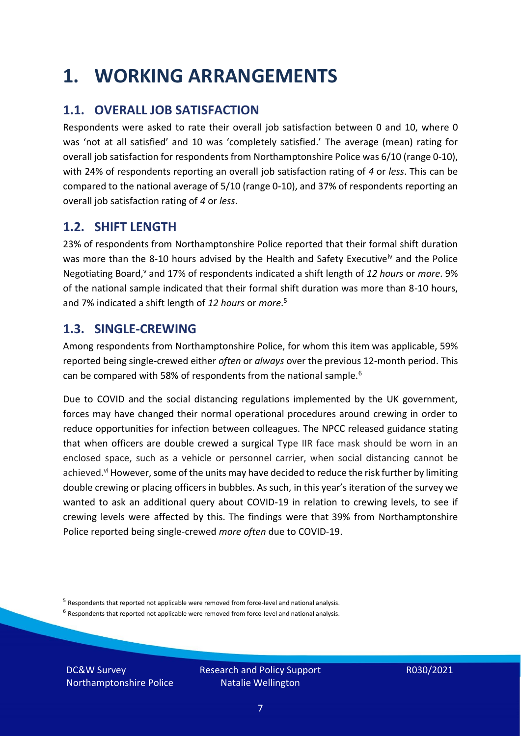# 1. WORKING ARRANGEMENTS

## 1.1. OVERALL JOB SATISFACTION

Respondents were asked to rate their overall job satisfaction between 0 and 10, where 0 was 'not at all satisfied' and 10 was 'completely satisfied.' The average (mean) rating for overall job satisfaction for respondents from Northamptonshire Police was 6/10 (range 0-10), with 24% of respondents reporting an overall job satisfaction rating of *4* or *less*. This can be compared to the national average of 5/10 (range 0-10), and 37% of respondents reporting an overall job satisfaction rating of *4* or *less*.

## 1.2. SHIFT LENGTH

23% of respondents from Northamptonshire Police reported that their formal shift duration was more than the 8-10 hours advised by the Health and Safety Executive[iv] and the Police Negotiating Board,[v] and 17% of respondents indicated a shift length of *12 hours* or *more*. 9% of the national sample indicated that their formal shift duration was more than 8-10 hours, and 7% indicated a shift length of *12 hours* or *more*.[5]

## 1.3. SINGLE-CREWING

Among respondents from Northamptonshire Police, for whom this item was applicable, 59% reported being single-crewed either *often* or *always* over the previous 12-month period. This can be compared with 58% of respondents from the national sample.[6]

Due to COVID and the social distancing regulations implemented by the UK government, forces may have changed their normal operational procedures around crewing in order to reduce opportunities for infection between colleagues. The NPCC released guidance stating that when officers are double crewed a surgical Type IIR face mask should be worn in an enclosed space, such as a vehicle or personnel carrier, when social distancing cannot be achieved.[vi] However, some of the units may have decided to reduce the risk further by limiting double crewing or placing officers in bubbles. As such, in this year's iteration of the survey we wanted to ask an additional query about COVID-19 in relation to crewing levels, to see if crewing levels were affected by this. The findings were that 39% from Northamptonshire Police reported being single-crewed *more often* due to COVID-19.

[5] Respondents that reported not applicable were removed from force-level and national analysis.

[6] Respondents that reported not applicable were removed from force-level and national analysis.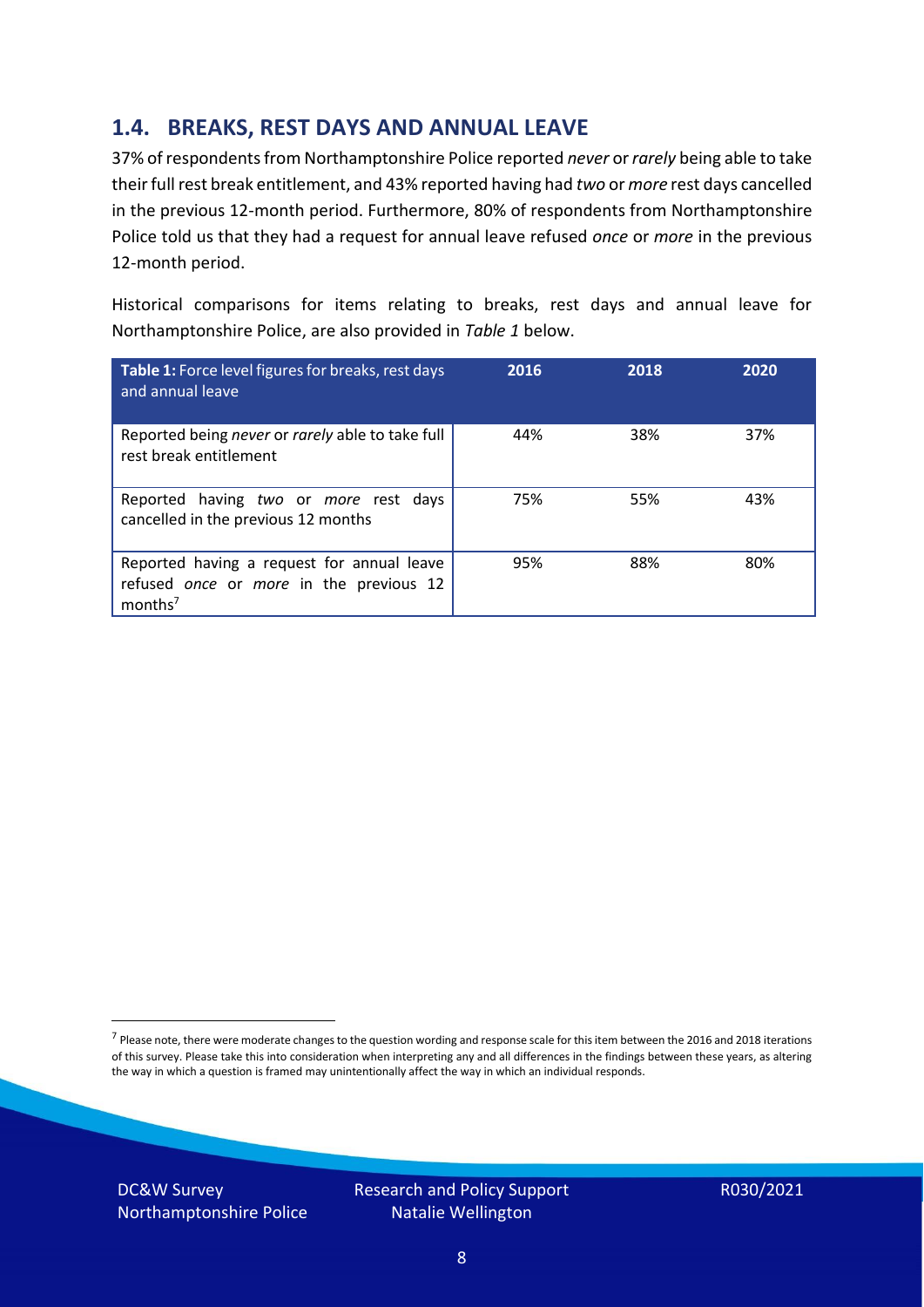## 1.4. BREAKS, REST DAYS AND ANNUAL LEAVE

37% of respondents from Northamptonshire Police reported *never* or *rarely* being able to take their full rest break entitlement, and 43% reported having had *two* or *more* rest days cancelled in the previous 12-month period. Furthermore, 80% of respondents from Northamptonshire Police told us that they had a request for annual leave refused *once* or *more* in the previous 12-month period.

Historical comparisons for items relating to breaks, rest days and annual leave for Northamptonshire Police, are also provided in *Table 1* below.

| **Table 1:** Force level figures for breaks, rest days and annual leave | 2016 | 2018 | 2020 |
|---|---|---|---|
| Reported being *never* or *rarely* able to take full rest break entitlement | 44% | 38% | 37% |
| Reported having *two* or *more* rest days cancelled in the previous 12 months | 75% | 55% | 43% |
| Reported having a request for annual leave refused *once* or *more* in the previous 12 months[7] | 95% | 88% | 80% |

[7] Please note, there were moderate changes to the question wording and response scale for this item between the 2016 and 2018 iterations of this survey. Please take this into consideration when interpreting any and all differences in the findings between these years, as altering the way in which a question is framed may unintentionally affect the way in which an individual responds.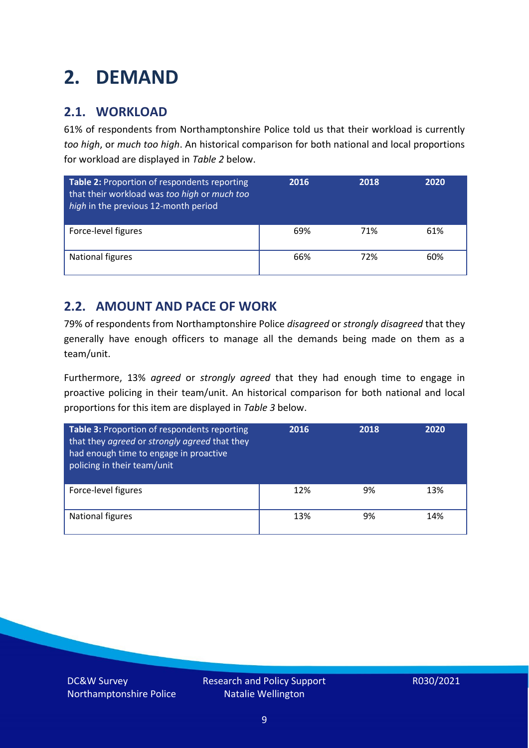# 2. DEMAND

## 2.1. WORKLOAD

61% of respondents from Northamptonshire Police told us that their workload is currently *too high*, or *much too high*. An historical comparison for both national and local proportions for workload are displayed in *Table 2* below.

| **Table 2:** Proportion of respondents reporting that their workload was *too high* or *much too high* in the previous 12-month period | 2016 | 2018 | 2020 |
|---|---|---|---|
| Force-level figures | 69% | 71% | 61% |
| National figures | 66% | 72% | 60% |

## 2.2. AMOUNT AND PACE OF WORK

79% of respondents from Northamptonshire Police *disagreed* or *strongly disagreed* that they generally have enough officers to manage all the demands being made on them as a team/unit.

Furthermore, 13% *agreed* or *strongly agreed* that they had enough time to engage in proactive policing in their team/unit. An historical comparison for both national and local proportions for this item are displayed in *Table 3* below.

| **Table 3:** Proportion of respondents reporting that they *agreed* or *strongly agreed* that they had enough time to engage in proactive policing in their team/unit | 2016 | 2018 | 2020 |
|---|---|---|---|
| Force-level figures | 12% | 9% | 13% |
| National figures | 13% | 9% | 14% |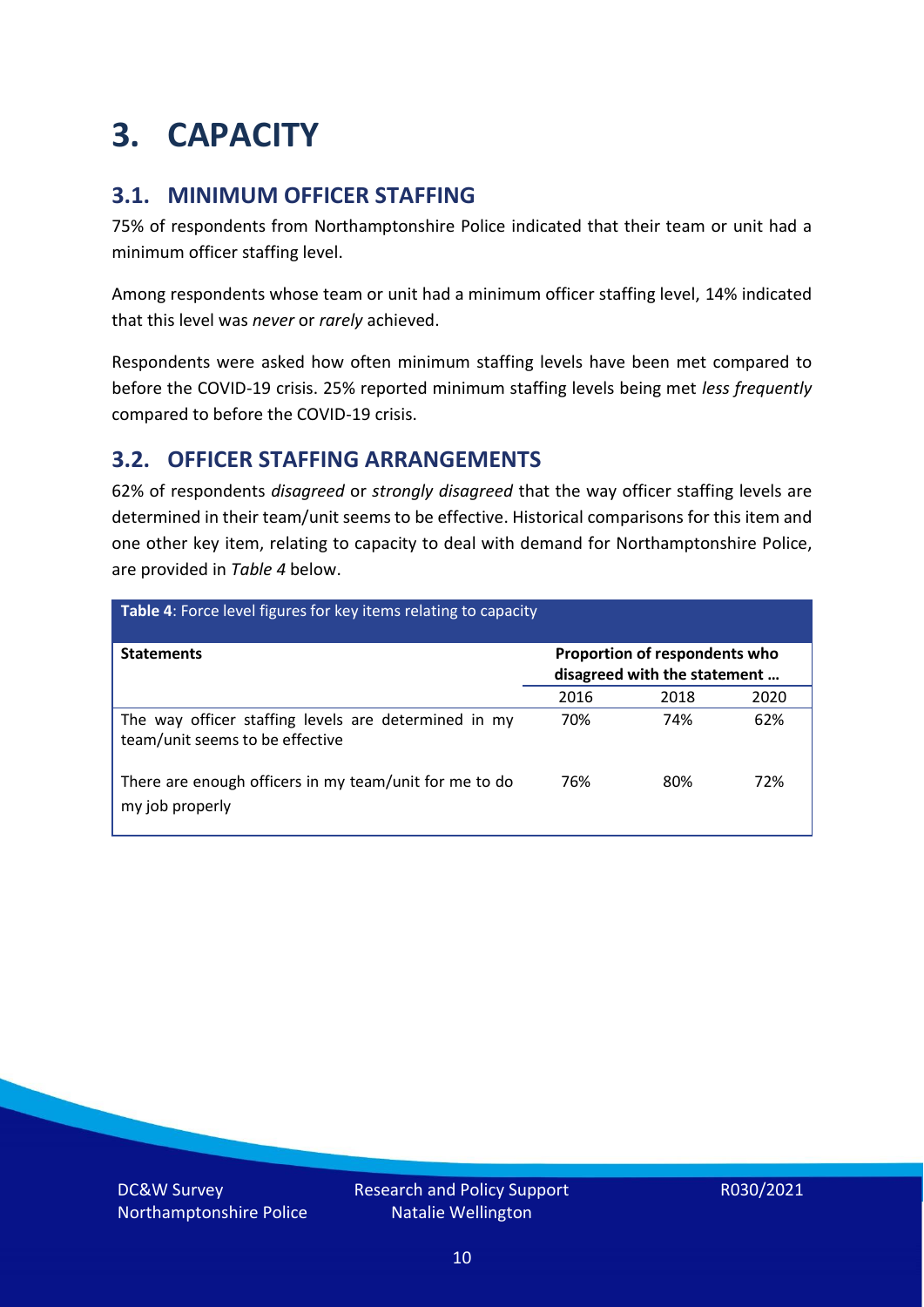# 3. CAPACITY

## 3.1. MINIMUM OFFICER STAFFING

75% of respondents from Northamptonshire Police indicated that their team or unit had a minimum officer staffing level.

Among respondents whose team or unit had a minimum officer staffing level, 14% indicated that this level was *never* or *rarely* achieved.

Respondents were asked how often minimum staffing levels have been met compared to before the COVID-19 crisis. 25% reported minimum staffing levels being met *less frequently* compared to before the COVID-19 crisis.

## 3.2. OFFICER STAFFING ARRANGEMENTS

62% of respondents *disagreed* or *strongly disagreed* that the way officer staffing levels are determined in their team/unit seems to be effective. Historical comparisons for this item and one other key item, relating to capacity to deal with demand for Northamptonshire Police, are provided in *Table 4* below.

**Table 4**: Force level figures for key items relating to capacity

| Statements | Proportion of respondents who disagreed with the statement … | | |
|---|---|---|---|
| | 2016 | 2018 | 2020 |
| The way officer staffing levels are determined in my team/unit seems to be effective | 70% | 74% | 62% |
| There are enough officers in my team/unit for me to do my job properly | 76% | 80% | 72% |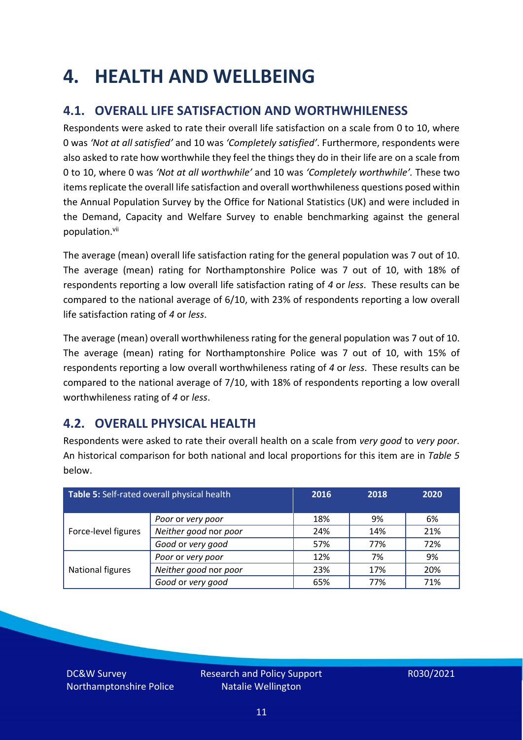# 4. HEALTH AND WELLBEING

## 4.1. OVERALL LIFE SATISFACTION AND WORTHWHILENESS

Respondents were asked to rate their overall life satisfaction on a scale from 0 to 10, where 0 was *'Not at all satisfied'* and 10 was *'Completely satisfied'*. Furthermore, respondents were also asked to rate how worthwhile they feel the things they do in their life are on a scale from 0 to 10, where 0 was *'Not at all worthwhile'* and 10 was *'Completely worthwhile'.* These two items replicate the overall life satisfaction and overall worthwhileness questions posed within the Annual Population Survey by the Office for National Statistics (UK) and were included in the Demand, Capacity and Welfare Survey to enable benchmarking against the general population.[vii]

The average (mean) overall life satisfaction rating for the general population was 7 out of 10. The average (mean) rating for Northamptonshire Police was 7 out of 10, with 18% of respondents reporting a low overall life satisfaction rating of *4* or *less*. These results can be compared to the national average of 6/10, with 23% of respondents reporting a low overall life satisfaction rating of *4* or *less*.

The average (mean) overall worthwhileness rating for the general population was 7 out of 10. The average (mean) rating for Northamptonshire Police was 7 out of 10, with 15% of respondents reporting a low overall worthwhileness rating of *4* or *less*. These results can be compared to the national average of 7/10, with 18% of respondents reporting a low overall worthwhileness rating of *4* or *less*.

## 4.2. OVERALL PHYSICAL HEALTH

Respondents were asked to rate their overall health on a scale from *very good* to *very poor*. An historical comparison for both national and local proportions for this item are in *Table 5* below.

| **Table 5:** Self-rated overall physical health | | 2016 | 2018 | 2020 |
|---|---|---|---|---|
| Force-level figures | *Poor* or *very poor* | 18% | 9% | 6% |
| | *Neither good* nor *poor* | 24% | 14% | 21% |
| | *Good* or *very good* | 57% | 77% | 72% |
| National figures | *Poor* or *very poor* | 12% | 7% | 9% |
| | *Neither good* nor *poor* | 23% | 17% | 20% |
| | *Good* or *very good* | 65% | 77% | 71% |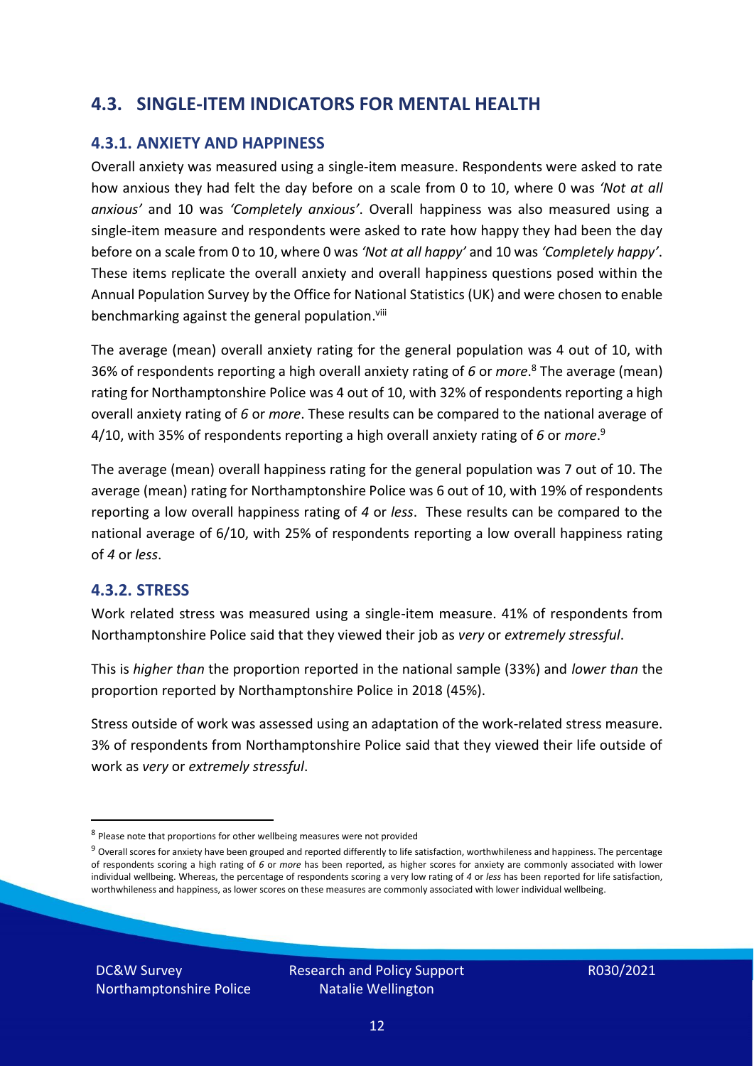## 4.3. SINGLE-ITEM INDICATORS FOR MENTAL HEALTH

### 4.3.1. ANXIETY AND HAPPINESS

Overall anxiety was measured using a single-item measure. Respondents were asked to rate how anxious they had felt the day before on a scale from 0 to 10, where 0 was *'Not at all anxious'* and 10 was *'Completely anxious'*. Overall happiness was also measured using a single-item measure and respondents were asked to rate how happy they had been the day before on a scale from 0 to 10, where 0 was *'Not at all happy'* and 10 was *'Completely happy'*. These items replicate the overall anxiety and overall happiness questions posed within the Annual Population Survey by the Office for National Statistics (UK) and were chosen to enable benchmarking against the general population.[viii]

The average (mean) overall anxiety rating for the general population was 4 out of 10, with 36% of respondents reporting a high overall anxiety rating of *6* or *more*.[8] The average (mean) rating for Northamptonshire Police was 4 out of 10, with 32% of respondents reporting a high overall anxiety rating of *6* or *more*. These results can be compared to the national average of 4/10, with 35% of respondents reporting a high overall anxiety rating of *6* or *more*.[9]

The average (mean) overall happiness rating for the general population was 7 out of 10. The average (mean) rating for Northamptonshire Police was 6 out of 10, with 19% of respondents reporting a low overall happiness rating of *4* or *less*. These results can be compared to the national average of 6/10, with 25% of respondents reporting a low overall happiness rating of *4* or *less*.

### 4.3.2. STRESS

Work related stress was measured using a single-item measure. 41% of respondents from Northamptonshire Police said that they viewed their job as *very* or *extremely stressful*.

This is *higher than* the proportion reported in the national sample (33%) and *lower than* the proportion reported by Northamptonshire Police in 2018 (45%).

Stress outside of work was assessed using an adaptation of the work-related stress measure. 3% of respondents from Northamptonshire Police said that they viewed their life outside of work as *very* or *extremely stressful*.

---

[8] Please note that proportions for other wellbeing measures were not provided

[9] Overall scores for anxiety have been grouped and reported differently to life satisfaction, worthwhileness and happiness. The percentage of respondents scoring a high rating of *6* or *more* has been reported, as higher scores for anxiety are commonly associated with lower individual wellbeing. Whereas, the percentage of respondents scoring a very low rating of *4* or *less* has been reported for life satisfaction, worthwhileness and happiness, as lower scores on these measures are commonly associated with lower individual wellbeing.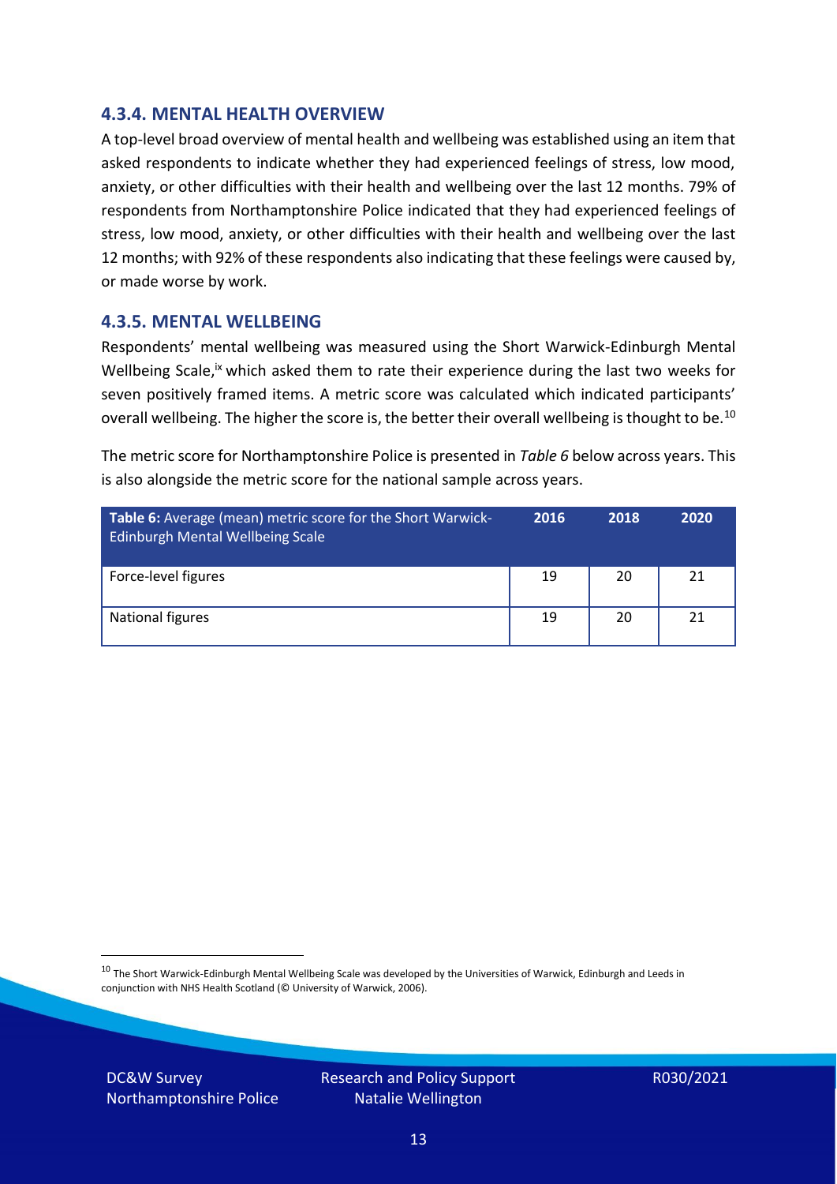### 4.3.4. MENTAL HEALTH OVERVIEW

A top-level broad overview of mental health and wellbeing was established using an item that asked respondents to indicate whether they had experienced feelings of stress, low mood, anxiety, or other difficulties with their health and wellbeing over the last 12 months. 79% of respondents from Northamptonshire Police indicated that they had experienced feelings of stress, low mood, anxiety, or other difficulties with their health and wellbeing over the last 12 months; with 92% of these respondents also indicating that these feelings were caused by, or made worse by work.

### 4.3.5. MENTAL WELLBEING

Respondents' mental wellbeing was measured using the Short Warwick-Edinburgh Mental Wellbeing Scale,[ix] which asked them to rate their experience during the last two weeks for seven positively framed items. A metric score was calculated which indicated participants' overall wellbeing. The higher the score is, the better their overall wellbeing is thought to be.[10]

The metric score for Northamptonshire Police is presented in *Table 6* below across years. This is also alongside the metric score for the national sample across years.

| **Table 6:** Average (mean) metric score for the Short Warwick-Edinburgh Mental Wellbeing Scale | **2016** | **2018** | **2020** |
|---|---|---|---|
| Force-level figures | 19 | 20 | 21 |
| National figures | 19 | 20 | 21 |

[10] The Short Warwick-Edinburgh Mental Wellbeing Scale was developed by the Universities of Warwick, Edinburgh and Leeds in conjunction with NHS Health Scotland (© University of Warwick, 2006).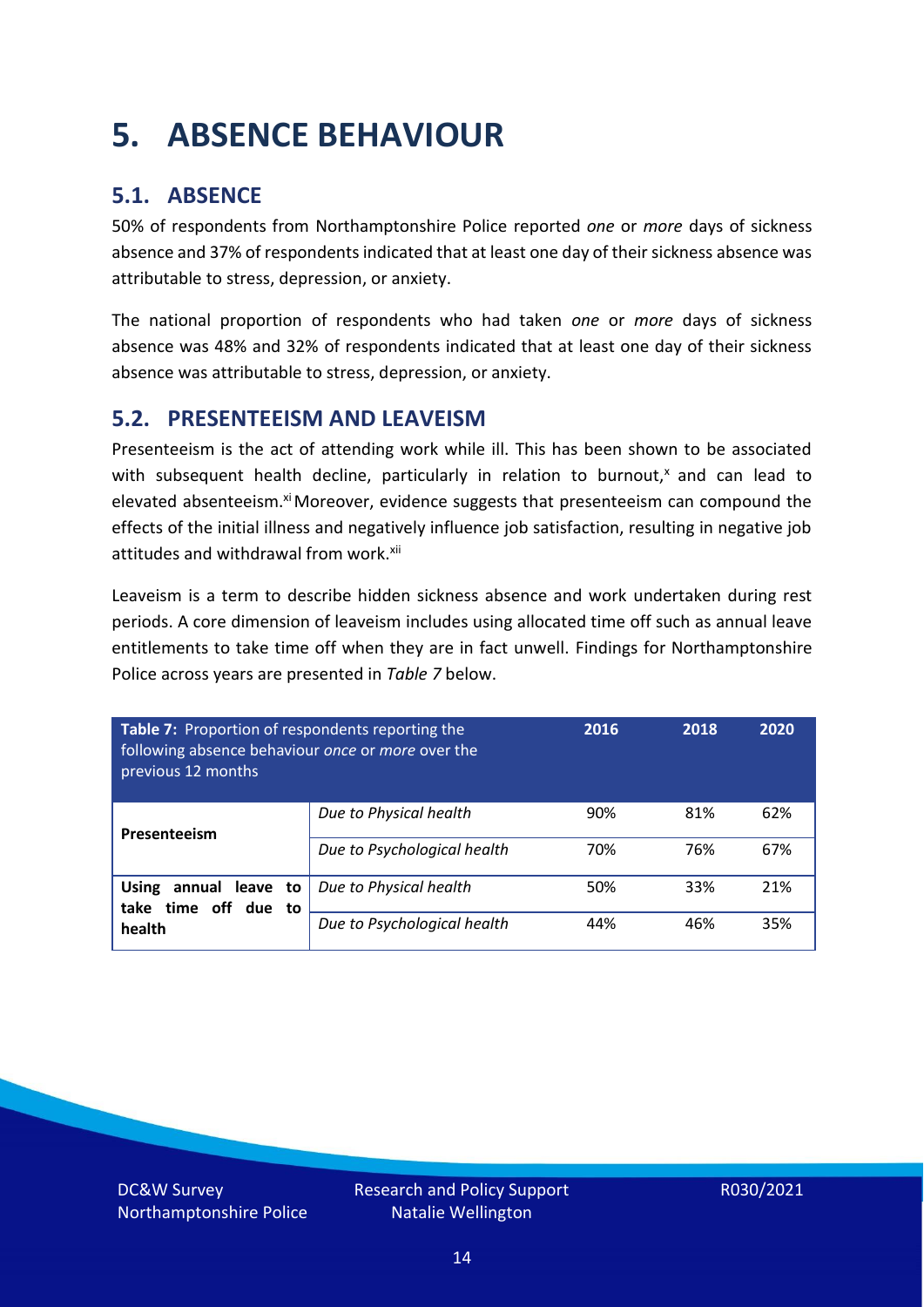# 5. ABSENCE BEHAVIOUR

## 5.1. ABSENCE

50% of respondents from Northamptonshire Police reported *one* or *more* days of sickness absence and 37% of respondents indicated that at least one day of their sickness absence was attributable to stress, depression, or anxiety.

The national proportion of respondents who had taken *one* or *more* days of sickness absence was 48% and 32% of respondents indicated that at least one day of their sickness absence was attributable to stress, depression, or anxiety.

## 5.2. PRESENTEEISM AND LEAVEISM

Presenteeism is the act of attending work while ill. This has been shown to be associated with subsequent health decline, particularly in relation to burnout,[x] and can lead to elevated absenteeism.[xi] Moreover, evidence suggests that presenteeism can compound the effects of the initial illness and negatively influence job satisfaction, resulting in negative job attitudes and withdrawal from work.[xii]

Leaveism is a term to describe hidden sickness absence and work undertaken during rest periods. A core dimension of leaveism includes using allocated time off such as annual leave entitlements to take time off when they are in fact unwell. Findings for Northamptonshire Police across years are presented in *Table 7* below.

| **Table 7:** Proportion of respondents reporting the following absence behaviour *once* or *more* over the previous 12 months | | 2016 | 2018 | 2020 |
|---|---|---|---|---|
| **Presenteeism** | *Due to Physical health* | 90% | 81% | 62% |
| | *Due to Psychological health* | 70% | 76% | 67% |
| **Using annual leave to take time off due to health** | *Due to Physical health* | 50% | 33% | 21% |
| | *Due to Psychological health* | 44% | 46% | 35% |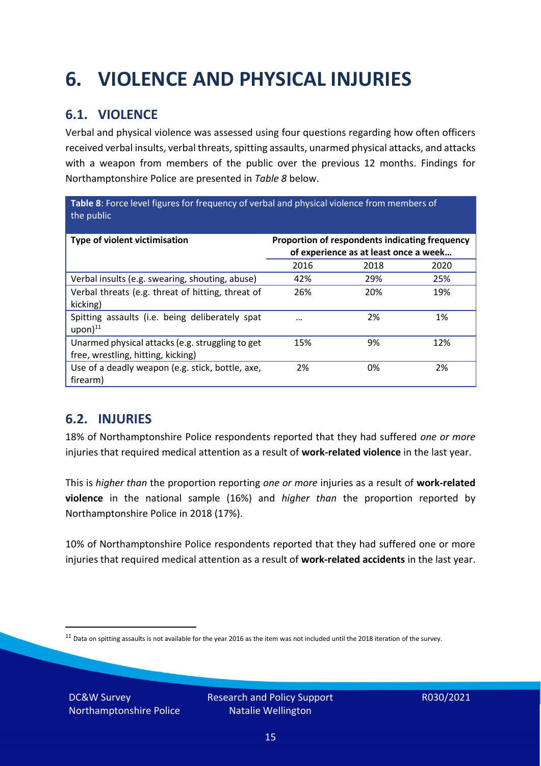# 6. VIOLENCE AND PHYSICAL INJURIES

## 6.1. VIOLENCE

Verbal and physical violence was assessed using four questions regarding how often officers received verbal insults, verbal threats, spitting assaults, unarmed physical attacks, and attacks with a weapon from members of the public over the previous 12 months. Findings for Northamptonshire Police are presented in *Table 8* below.

**Table 8**: Force level figures for frequency of verbal and physical violence from members of the public

| Type of violent victimisation | Proportion of respondents indicating frequency of experience as at least once a week… | | |
|---|---|---|---|
| | 2016 | 2018 | 2020 |
| Verbal insults (e.g. swearing, shouting, abuse) | 42% | 29% | 25% |
| Verbal threats (e.g. threat of hitting, threat of kicking) | 26% | 20% | 19% |
| Spitting assaults (i.e. being deliberately spat upon)[11] | … | 2% | 1% |
| Unarmed physical attacks (e.g. struggling to get free, wrestling, hitting, kicking) | 15% | 9% | 12% |
| Use of a deadly weapon (e.g. stick, bottle, axe, firearm) | 2% | 0% | 2% |

## 6.2. INJURIES

18% of Northamptonshire Police respondents reported that they had suffered *one or more* injuries that required medical attention as a result of **work-related violence** in the last year.

This is *higher than* the proportion reporting *one or more* injuries as a result of **work-related violence** in the national sample (16%) and *higher than* the proportion reported by Northamptonshire Police in 2018 (17%).

10% of Northamptonshire Police respondents reported that they had suffered one or more injuries that required medical attention as a result of **work-related accidents** in the last year.

[11] Data on spitting assaults is not available for the year 2016 as the item was not included until the 2018 iteration of the survey.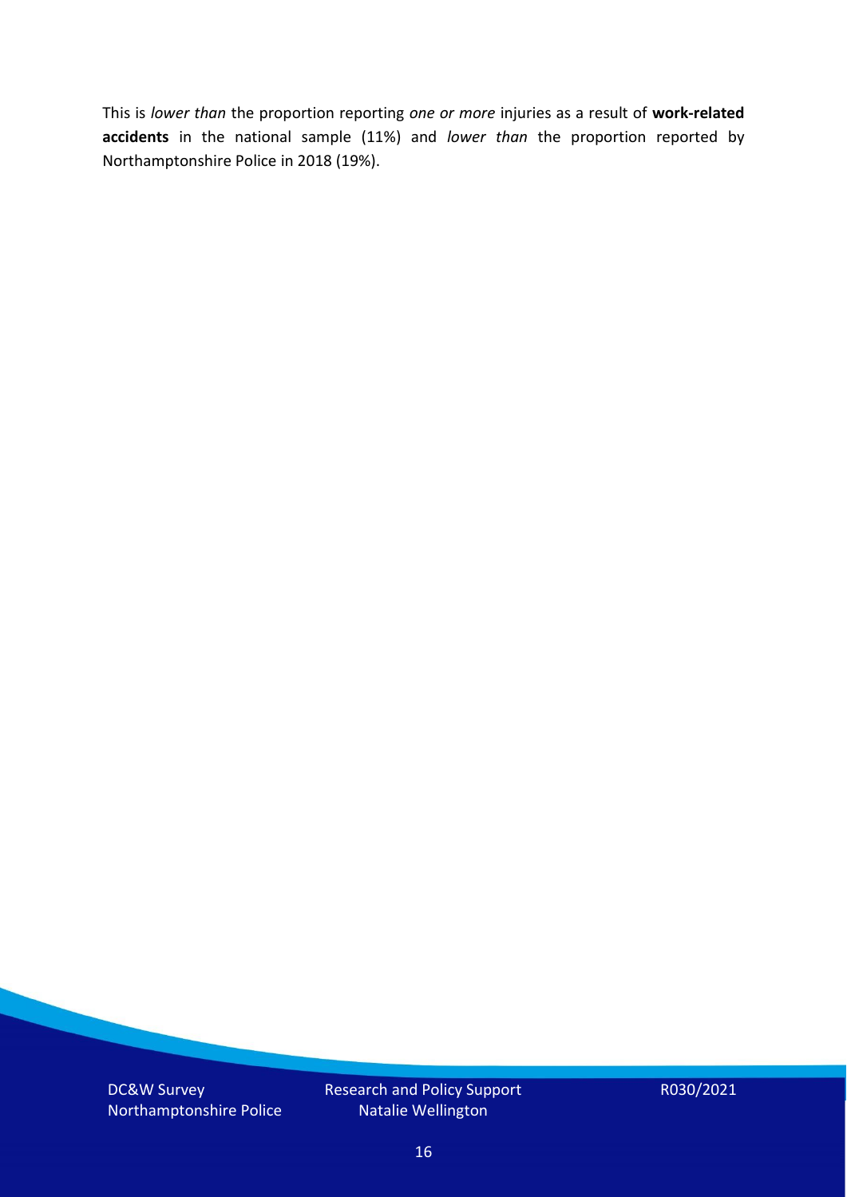This is *lower than* the proportion reporting *one or more* injuries as a result of **work-related accidents** in the national sample (11%) and *lower than* the proportion reported by Northamptonshire Police in 2018 (19%).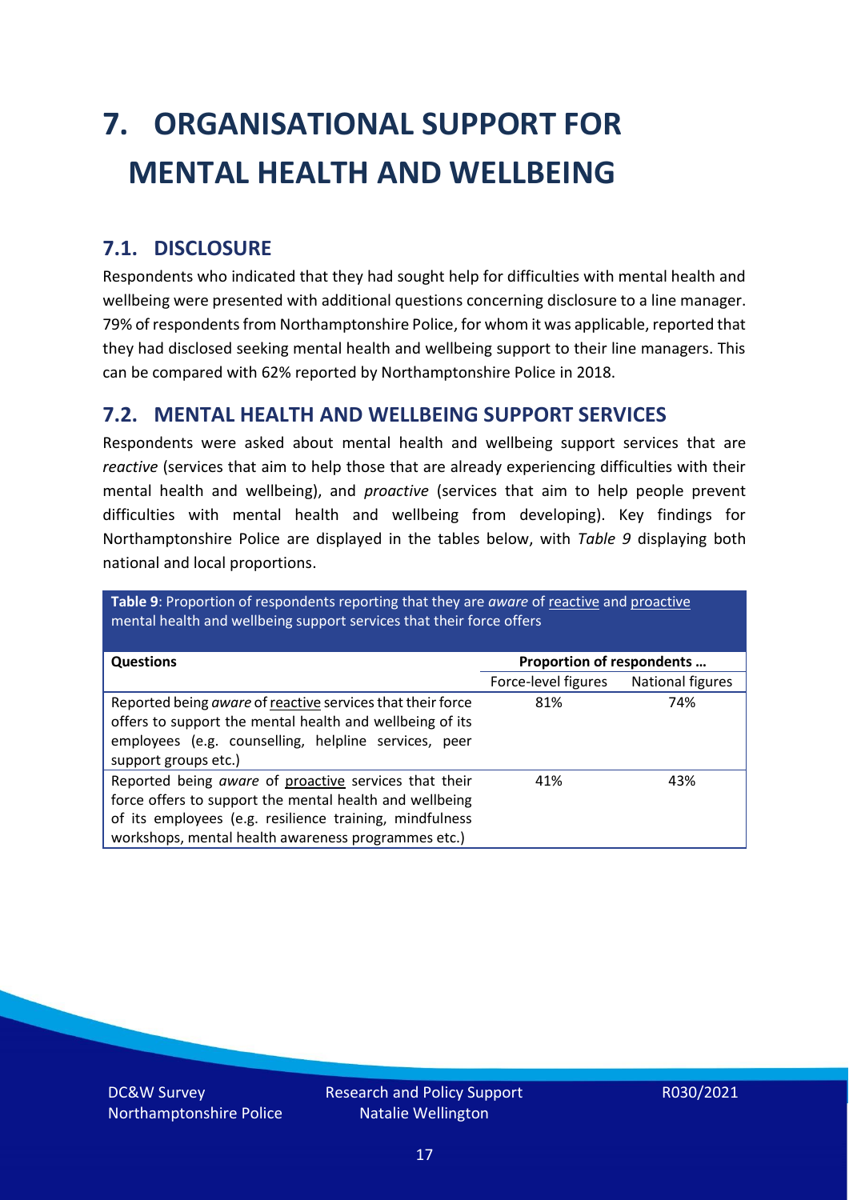# 7. ORGANISATIONAL SUPPORT FOR MENTAL HEALTH AND WELLBEING

## 7.1. DISCLOSURE

Respondents who indicated that they had sought help for difficulties with mental health and wellbeing were presented with additional questions concerning disclosure to a line manager. 79% of respondents from Northamptonshire Police, for whom it was applicable, reported that they had disclosed seeking mental health and wellbeing support to their line managers. This can be compared with 62% reported by Northamptonshire Police in 2018.

## 7.2. MENTAL HEALTH AND WELLBEING SUPPORT SERVICES

Respondents were asked about mental health and wellbeing support services that are *reactive* (services that aim to help those that are already experiencing difficulties with their mental health and wellbeing), and *proactive* (services that aim to help people prevent difficulties with mental health and wellbeing from developing). Key findings for Northamptonshire Police are displayed in the tables below, with *Table 9* displaying both national and local proportions.

**Table 9**: Proportion of respondents reporting that they are *aware* of reactive and proactive mental health and wellbeing support services that their force offers

| **Questions** | **Proportion of respondents …** | |
|---|---|---|
| | Force-level figures | National figures |
| Reported being *aware* of reactive services that their force offers to support the mental health and wellbeing of its employees (e.g. counselling, helpline services, peer support groups etc.) | 81% | 74% |
| Reported being *aware* of proactive services that their force offers to support the mental health and wellbeing of its employees (e.g. resilience training, mindfulness workshops, mental health awareness programmes etc.) | 41% | 43% |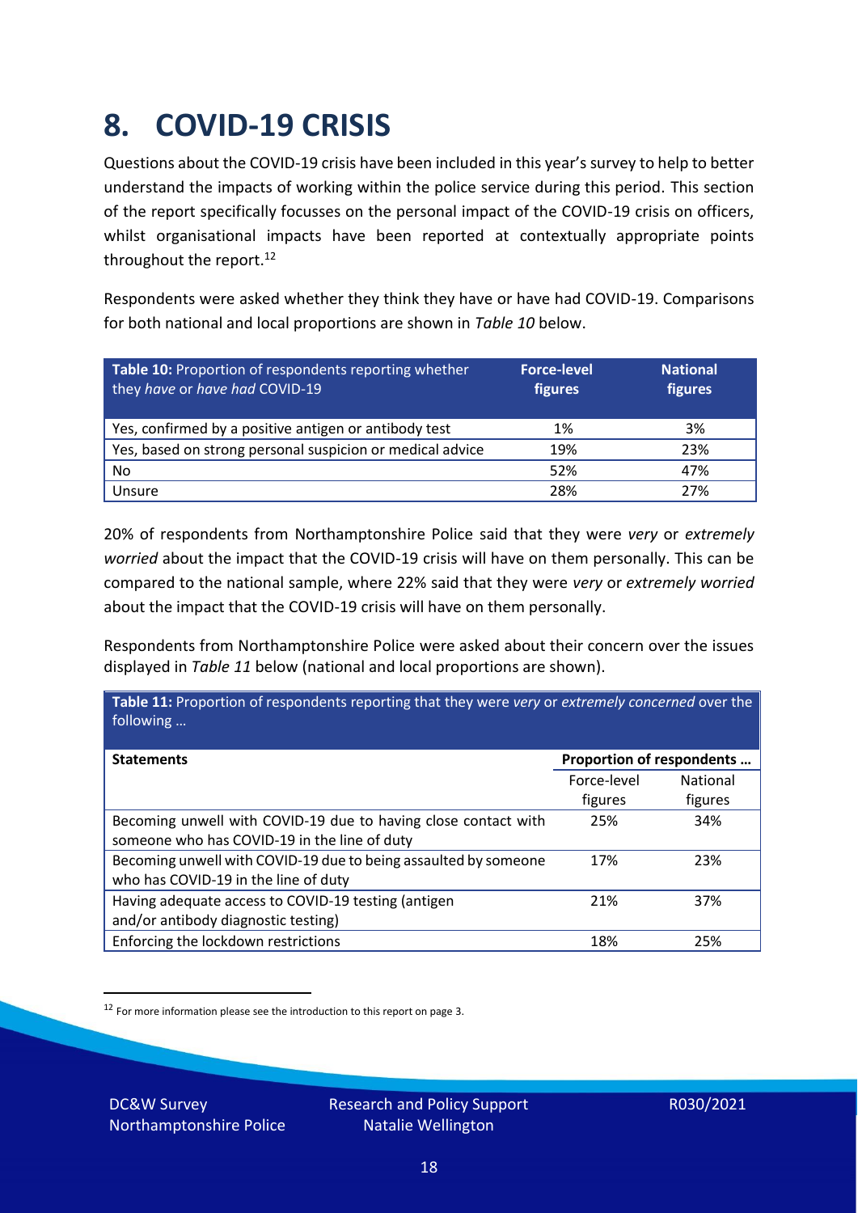# 8. COVID-19 CRISIS

Questions about the COVID-19 crisis have been included in this year's survey to help to better understand the impacts of working within the police service during this period. This section of the report specifically focusses on the personal impact of the COVID-19 crisis on officers, whilst organisational impacts have been reported at contextually appropriate points throughout the report.[12]

Respondents were asked whether they think they have or have had COVID-19. Comparisons for both national and local proportions are shown in *Table 10* below.

| **Table 10:** Proportion of respondents reporting whether they *have* or *have had* COVID-19 | **Force-level figures** | **National figures** |
|---|---|---|
| Yes, confirmed by a positive antigen or antibody test | 1% | 3% |
| Yes, based on strong personal suspicion or medical advice | 19% | 23% |
| No | 52% | 47% |
| Unsure | 28% | 27% |

20% of respondents from Northamptonshire Police said that they were *very* or *extremely worried* about the impact that the COVID-19 crisis will have on them personally. This can be compared to the national sample, where 22% said that they were *very* or *extremely worried* about the impact that the COVID-19 crisis will have on them personally.

Respondents from Northamptonshire Police were asked about their concern over the issues displayed in *Table 11* below (national and local proportions are shown).

**Table 11:** Proportion of respondents reporting that they were *very* or *extremely concerned* over the following …

| **Statements** | **Proportion of respondents …** | |
|---|---|---|
| | Force-level figures | National figures |
| Becoming unwell with COVID-19 due to having close contact with someone who has COVID-19 in the line of duty | 25% | 34% |
| Becoming unwell with COVID-19 due to being assaulted by someone who has COVID-19 in the line of duty | 17% | 23% |
| Having adequate access to COVID-19 testing (antigen and/or antibody diagnostic testing) | 21% | 37% |
| Enforcing the lockdown restrictions | 18% | 25% |

[12] For more information please see the introduction to this report on page 3.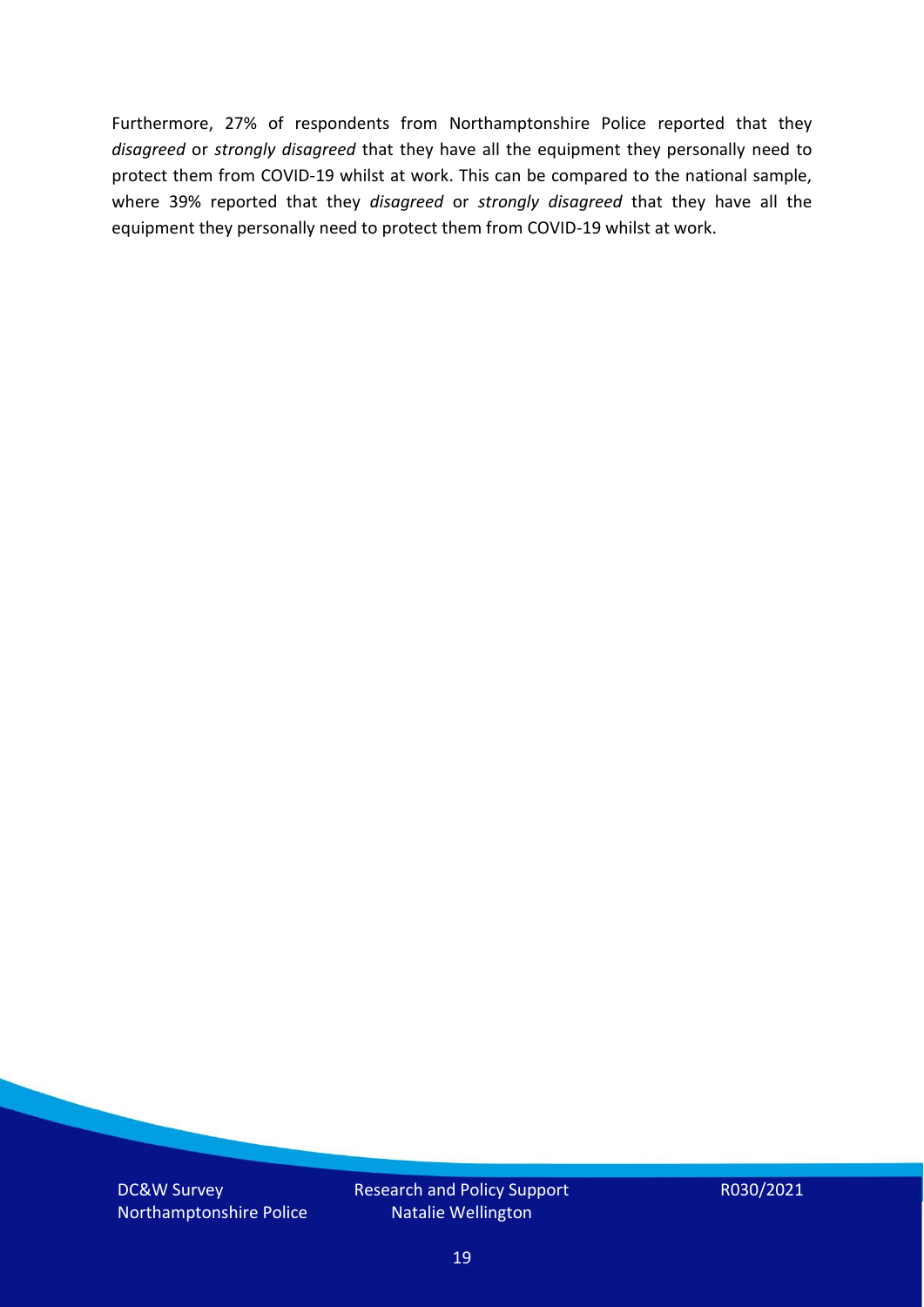Furthermore, 27% of respondents from Northamptonshire Police reported that they *disagreed* or *strongly disagreed* that they have all the equipment they personally need to protect them from COVID-19 whilst at work. This can be compared to the national sample, where 39% reported that they *disagreed* or *strongly disagreed* that they have all the equipment they personally need to protect them from COVID-19 whilst at work.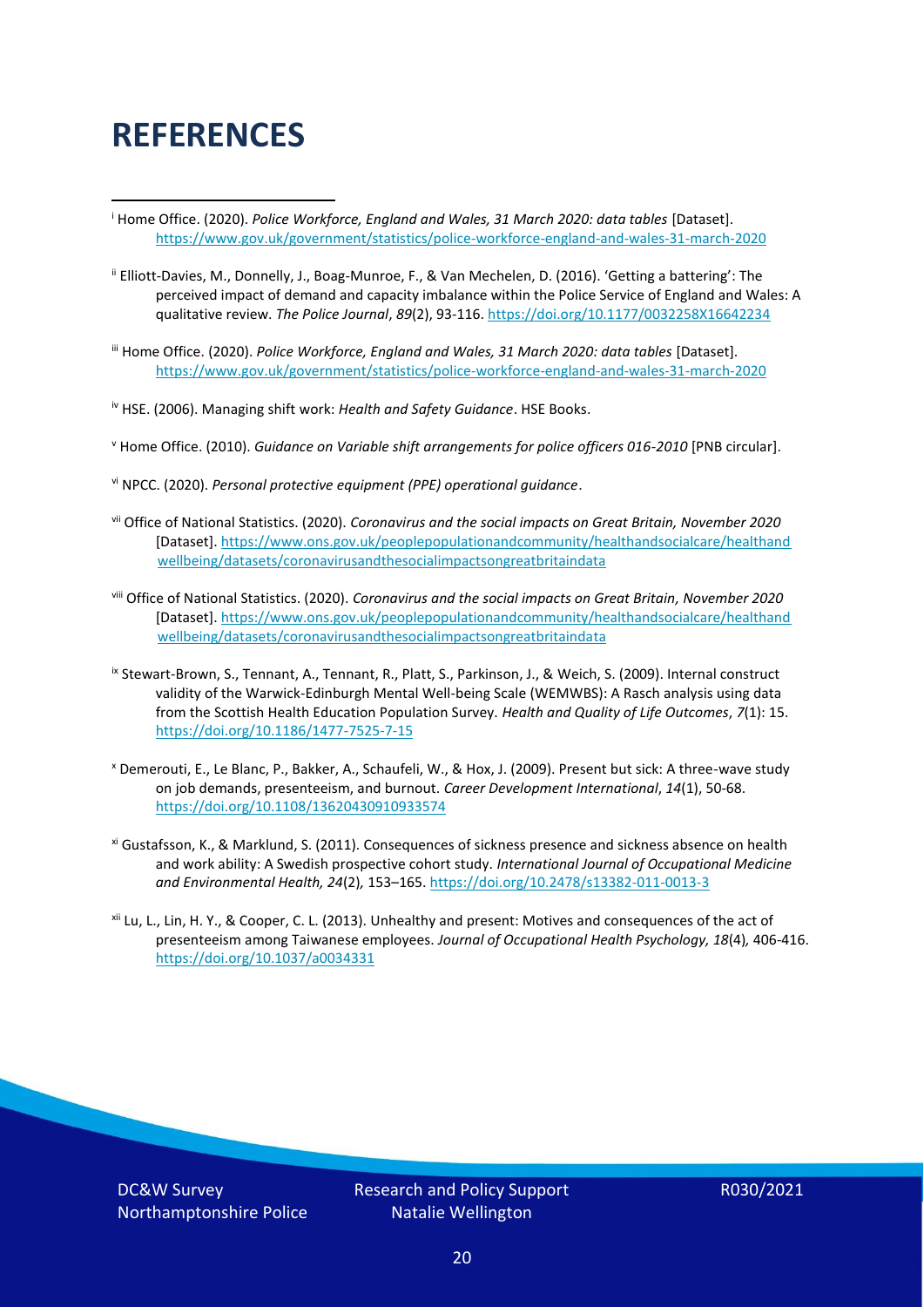# REFERENCES

[i] Home Office. (2020). *Police Workforce, England and Wales, 31 March 2020: data tables* [Dataset]. https://www.gov.uk/government/statistics/police-workforce-england-and-wales-31-march-2020

[ii] Elliott-Davies, M., Donnelly, J., Boag-Munroe, F., & Van Mechelen, D. (2016). 'Getting a battering': The perceived impact of demand and capacity imbalance within the Police Service of England and Wales: A qualitative review. *The Police Journal*, *89*(2), 93-116. https://doi.org/10.1177/0032258X16642234

[iii] Home Office. (2020). *Police Workforce, England and Wales, 31 March 2020: data tables* [Dataset]. https://www.gov.uk/government/statistics/police-workforce-england-and-wales-31-march-2020

[iv] HSE. (2006). Managing shift work: *Health and Safety Guidance*. HSE Books.

[v] Home Office. (2010). *Guidance on Variable shift arrangements for police officers 016-2010* [PNB circular].

[vi] NPCC. (2020). *Personal protective equipment (PPE) operational guidance*.

[vii] Office of National Statistics. (2020). *Coronavirus and the social impacts on Great Britain, November 2020* [Dataset]. https://www.ons.gov.uk/peoplepopulationandcommunity/healthandsocialcare/healthandwellbeing/datasets/coronavirusandthesocialimpactsongreatbritaindata

[viii] Office of National Statistics. (2020). *Coronavirus and the social impacts on Great Britain, November 2020* [Dataset]. https://www.ons.gov.uk/peoplepopulationandcommunity/healthandsocialcare/healthandwellbeing/datasets/coronavirusandthesocialimpactsongreatbritaindata

[ix] Stewart-Brown, S., Tennant, A., Tennant, R., Platt, S., Parkinson, J., & Weich, S. (2009). Internal construct validity of the Warwick-Edinburgh Mental Well-being Scale (WEMWBS): A Rasch analysis using data from the Scottish Health Education Population Survey. *Health and Quality of Life Outcomes*, *7*(1): 15. https://doi.org/10.1186/1477-7525-7-15

[x] Demerouti, E., Le Blanc, P., Bakker, A., Schaufeli, W., & Hox, J. (2009). Present but sick: A three-wave study on job demands, presenteeism, and burnout. *Career Development International*, *14*(1), 50-68. https://doi.org/10.1108/13620430910933574

[xi] Gustafsson, K., & Marklund, S. (2011). Consequences of sickness presence and sickness absence on health and work ability: A Swedish prospective cohort study. *International Journal of Occupational Medicine and Environmental Health, 24*(2)*,* 153–165. https://doi.org/10.2478/s13382-011-0013-3

[xii] Lu, L., Lin, H. Y., & Cooper, C. L. (2013). Unhealthy and present: Motives and consequences of the act of presenteeism among Taiwanese employees. *Journal of Occupational Health Psychology, 18*(4)*,* 406-416. https://doi.org/10.1037/a0034331